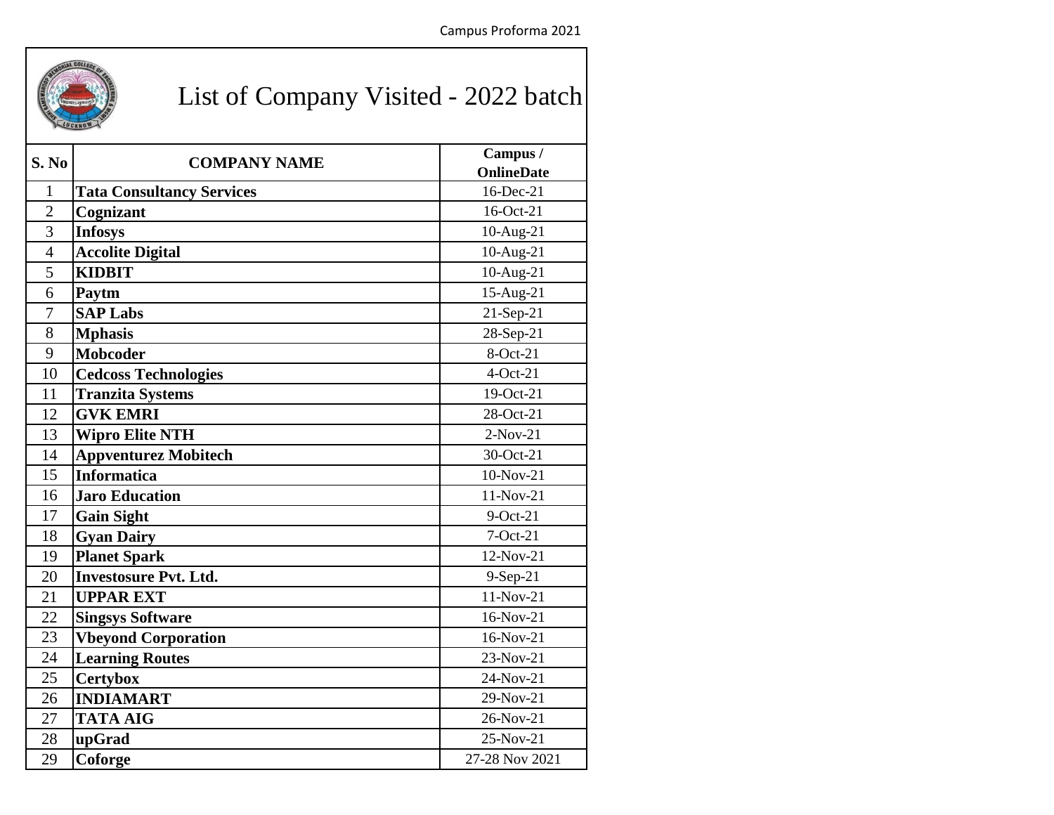# List of Company Visited - 2022 batch

| S. No | COMPANY NAME | Campus / OnlineDate |
|---|---|---|
| 1 | **Tata Consultancy Services** | 16-Dec-21 |
| 2 | **Cognizant** | 16-Oct-21 |
| 3 | **Infosys** | 10-Aug-21 |
| 4 | **Accolite Digital** | 10-Aug-21 |
| 5 | **KIDBIT** | 10-Aug-21 |
| 6 | **Paytm** | 15-Aug-21 |
| 7 | **SAP Labs** | 21-Sep-21 |
| 8 | **Mphasis** | 28-Sep-21 |
| 9 | **Mobcoder** | 8-Oct-21 |
| 10 | **Cedcoss Technologies** | 4-Oct-21 |
| 11 | **Tranzita Systems** | 19-Oct-21 |
| 12 | **GVK EMRI** | 28-Oct-21 |
| 13 | **Wipro Elite NTH** | 2-Nov-21 |
| 14 | **Appventurez Mobitech** | 30-Oct-21 |
| 15 | **Informatica** | 10-Nov-21 |
| 16 | **Jaro Education** | 11-Nov-21 |
| 17 | **Gain Sight** | 9-Oct-21 |
| 18 | **Gyan Dairy** | 7-Oct-21 |
| 19 | **Planet Spark** | 12-Nov-21 |
| 20 | **Investosure Pvt. Ltd.** | 9-Sep-21 |
| 21 | **UPPAR EXT** | 11-Nov-21 |
| 22 | **Singsys Software** | 16-Nov-21 |
| 23 | **Vbeyond Corporation** | 16-Nov-21 |
| 24 | **Learning Routes** | 23-Nov-21 |
| 25 | **Certybox** | 24-Nov-21 |
| 26 | **INDIAMART** | 29-Nov-21 |
| 27 | **TATA AIG** | 26-Nov-21 |
| 28 | **upGrad** | 25-Nov-21 |
| 29 | **Coforge** | 27-28 Nov 2021 |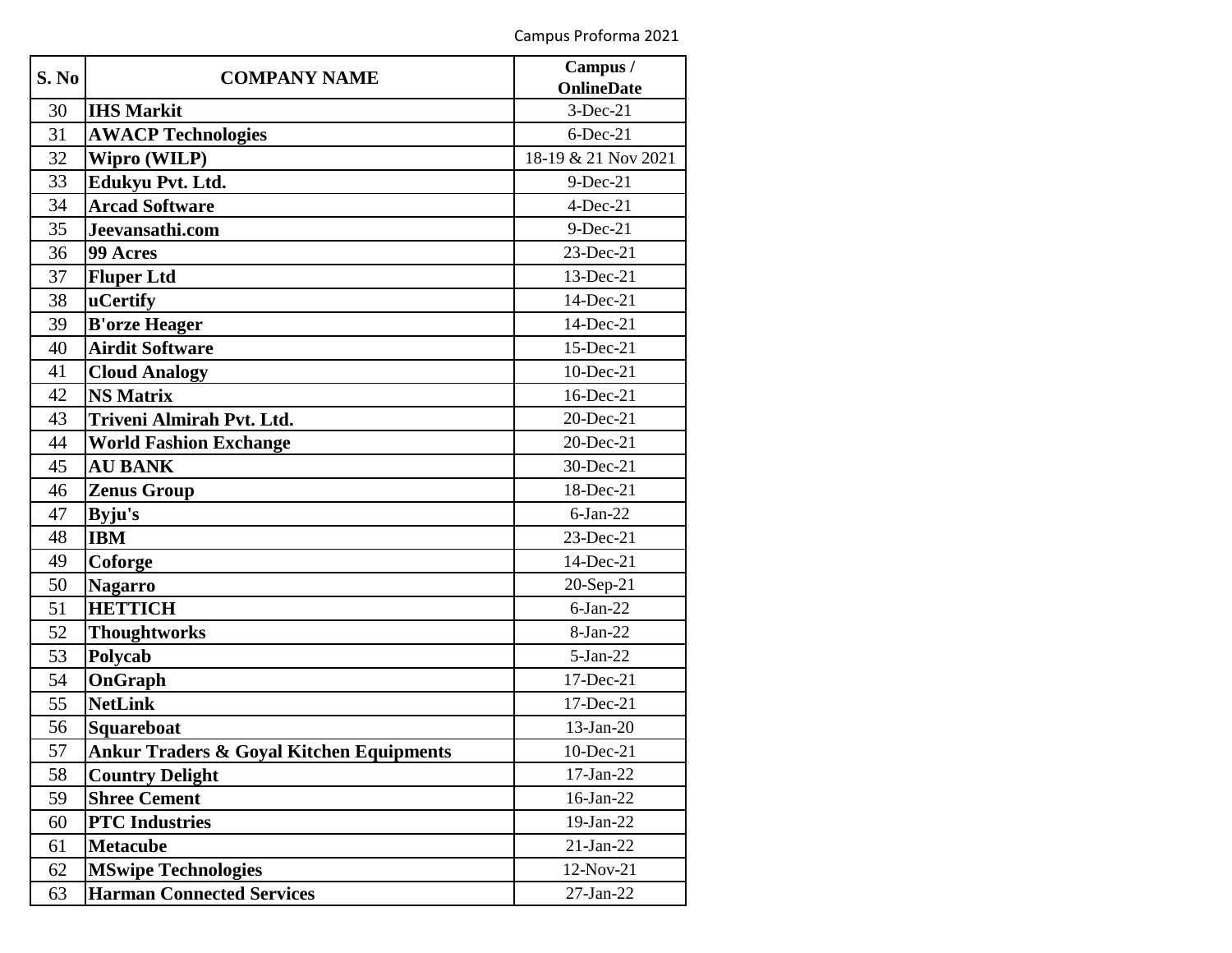| S. No | COMPANY NAME | Campus / OnlineDate |
|---|---|---|
| 30 | **IHS Markit** | 3-Dec-21 |
| 31 | **AWACP Technologies** | 6-Dec-21 |
| 32 | **Wipro (WILP)** | 18-19 & 21 Nov 2021 |
| 33 | **Edukyu Pvt. Ltd.** | 9-Dec-21 |
| 34 | **Arcad Software** | 4-Dec-21 |
| 35 | **Jeevansathi.com** | 9-Dec-21 |
| 36 | **99 Acres** | 23-Dec-21 |
| 37 | **Fluper Ltd** | 13-Dec-21 |
| 38 | **uCertify** | 14-Dec-21 |
| 39 | **B'orze Heager** | 14-Dec-21 |
| 40 | **Airdit Software** | 15-Dec-21 |
| 41 | **Cloud Analogy** | 10-Dec-21 |
| 42 | **NS Matrix** | 16-Dec-21 |
| 43 | **Triveni Almirah Pvt. Ltd.** | 20-Dec-21 |
| 44 | **World Fashion Exchange** | 20-Dec-21 |
| 45 | **AU BANK** | 30-Dec-21 |
| 46 | **Zenus Group** | 18-Dec-21 |
| 47 | **Byju's** | 6-Jan-22 |
| 48 | **IBM** | 23-Dec-21 |
| 49 | **Coforge** | 14-Dec-21 |
| 50 | **Nagarro** | 20-Sep-21 |
| 51 | **HETTICH** | 6-Jan-22 |
| 52 | **Thoughtworks** | 8-Jan-22 |
| 53 | **Polycab** | 5-Jan-22 |
| 54 | **OnGraph** | 17-Dec-21 |
| 55 | **NetLink** | 17-Dec-21 |
| 56 | **Squareboat** | 13-Jan-20 |
| 57 | **Ankur Traders & Goyal Kitchen Equipments** | 10-Dec-21 |
| 58 | **Country Delight** | 17-Jan-22 |
| 59 | **Shree Cement** | 16-Jan-22 |
| 60 | **PTC Industries** | 19-Jan-22 |
| 61 | **Metacube** | 21-Jan-22 |
| 62 | **MSwipe Technologies** | 12-Nov-21 |
| 63 | **Harman Connected Services** | 27-Jan-22 |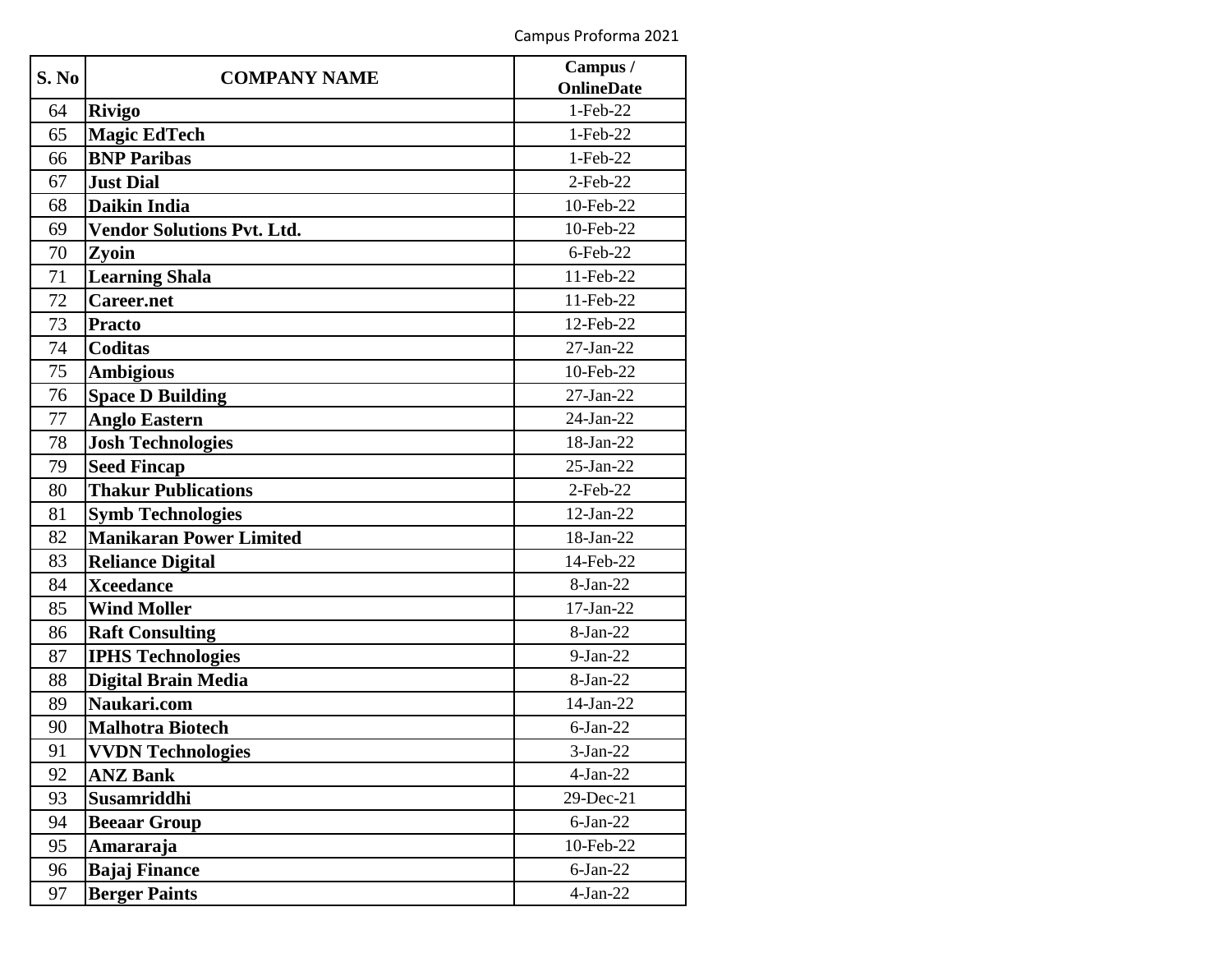| S. No | COMPANY NAME | Campus / OnlineDate |
|---|---|---|
| 64 | **Rivigo** | 1-Feb-22 |
| 65 | **Magic EdTech** | 1-Feb-22 |
| 66 | **BNP Paribas** | 1-Feb-22 |
| 67 | **Just Dial** | 2-Feb-22 |
| 68 | **Daikin India** | 10-Feb-22 |
| 69 | **Vendor Solutions Pvt. Ltd.** | 10-Feb-22 |
| 70 | **Zyoin** | 6-Feb-22 |
| 71 | **Learning Shala** | 11-Feb-22 |
| 72 | **Career.net** | 11-Feb-22 |
| 73 | **Practo** | 12-Feb-22 |
| 74 | **Coditas** | 27-Jan-22 |
| 75 | **Ambigious** | 10-Feb-22 |
| 76 | **Space D Building** | 27-Jan-22 |
| 77 | **Anglo Eastern** | 24-Jan-22 |
| 78 | **Josh Technologies** | 18-Jan-22 |
| 79 | **Seed Fincap** | 25-Jan-22 |
| 80 | **Thakur Publications** | 2-Feb-22 |
| 81 | **Symb Technologies** | 12-Jan-22 |
| 82 | **Manikaran Power Limited** | 18-Jan-22 |
| 83 | **Reliance Digital** | 14-Feb-22 |
| 84 | **Xceedance** | 8-Jan-22 |
| 85 | **Wind Moller** | 17-Jan-22 |
| 86 | **Raft Consulting** | 8-Jan-22 |
| 87 | **IPHS Technologies** | 9-Jan-22 |
| 88 | **Digital Brain Media** | 8-Jan-22 |
| 89 | **Naukari.com** | 14-Jan-22 |
| 90 | **Malhotra Biotech** | 6-Jan-22 |
| 91 | **VVDN Technologies** | 3-Jan-22 |
| 92 | **ANZ Bank** | 4-Jan-22 |
| 93 | **Susamriddhi** | 29-Dec-21 |
| 94 | **Beeaar Group** | 6-Jan-22 |
| 95 | **Amararaja** | 10-Feb-22 |
| 96 | **Bajaj Finance** | 6-Jan-22 |
| 97 | **Berger Paints** | 4-Jan-22 |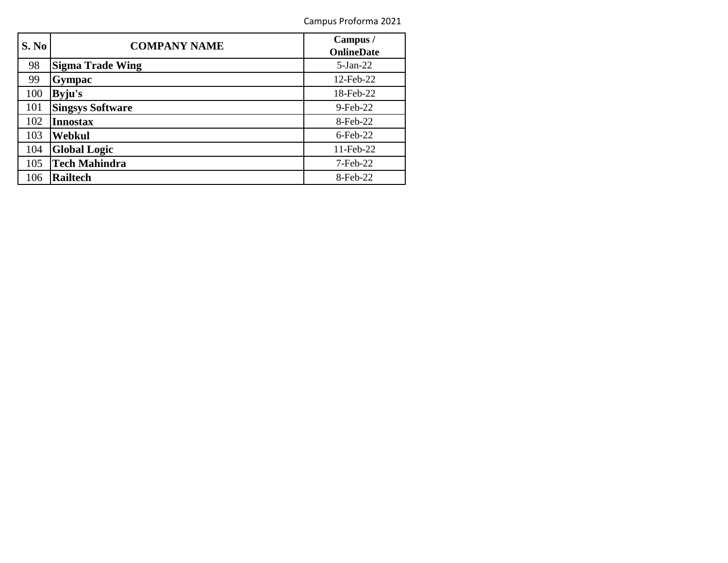| S. No | COMPANY NAME | Campus / OnlineDate |
| --- | --- | --- |
| 98 | **Sigma Trade Wing** | 5-Jan-22 |
| 99 | **Gympac** | 12-Feb-22 |
| 100 | **Byju's** | 18-Feb-22 |
| 101 | **Singsys Software** | 9-Feb-22 |
| 102 | **Innostax** | 8-Feb-22 |
| 103 | **Webkul** | 6-Feb-22 |
| 104 | **Global Logic** | 11-Feb-22 |
| 105 | **Tech Mahindra** | 7-Feb-22 |
| 106 | **Railtech** | 8-Feb-22 |